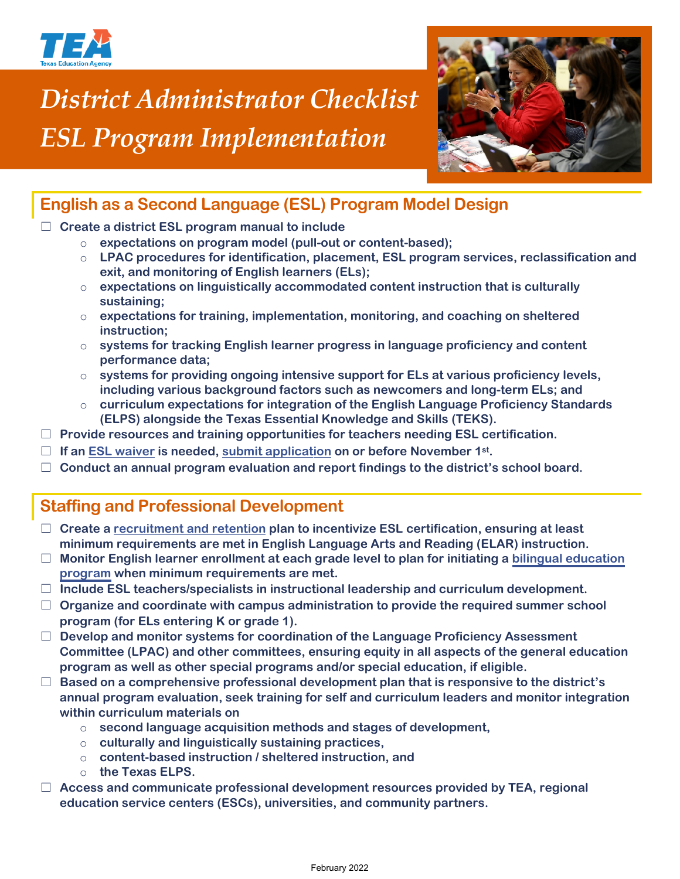# District Administrator Checklist
# ESL Program Implementation

## English as a Second Language (ESL) Program Model Design

- ☐ Create a district ESL program manual to include
  - expectations on program model (pull-out or content-based);
  - LPAC procedures for identification, placement, ESL program services, reclassification and exit, and monitoring of English learners (ELs);
  - expectations on linguistically accommodated content instruction that is culturally sustaining;
  - expectations for training, implementation, monitoring, and coaching on sheltered instruction;
  - systems for tracking English learner progress in language proficiency and content performance data;
  - systems for providing ongoing intensive support for ELs at various proficiency levels, including various background factors such as newcomers and long-term ELs; and
  - curriculum expectations for integration of the English Language Proficiency Standards (ELPS) alongside the Texas Essential Knowledge and Skills (TEKS).
- ☐ Provide resources and training opportunities for teachers needing ESL certification.
- ☐ If an ESL waiver is needed, submit application on or before November 1st.
- ☐ Conduct an annual program evaluation and report findings to the district's school board.

## Staffing and Professional Development

- ☐ Create a recruitment and retention plan to incentivize ESL certification, ensuring at least minimum requirements are met in English Language Arts and Reading (ELAR) instruction.
- ☐ Monitor English learner enrollment at each grade level to plan for initiating a bilingual education program when minimum requirements are met.
- ☐ Include ESL teachers/specialists in instructional leadership and curriculum development.
- ☐ Organize and coordinate with campus administration to provide the required summer school program (for ELs entering K or grade 1).
- ☐ Develop and monitor systems for coordination of the Language Proficiency Assessment Committee (LPAC) and other committees, ensuring equity in all aspects of the general education program as well as other special programs and/or special education, if eligible.
- ☐ Based on a comprehensive professional development plan that is responsive to the district's annual program evaluation, seek training for self and curriculum leaders and monitor integration within curriculum materials on
  - second language acquisition methods and stages of development,
  - culturally and linguistically sustaining practices,
  - content-based instruction / sheltered instruction, and
  - the Texas ELPS.
- ☐ Access and communicate professional development resources provided by TEA, regional education service centers (ESCs), universities, and community partners.

February 2022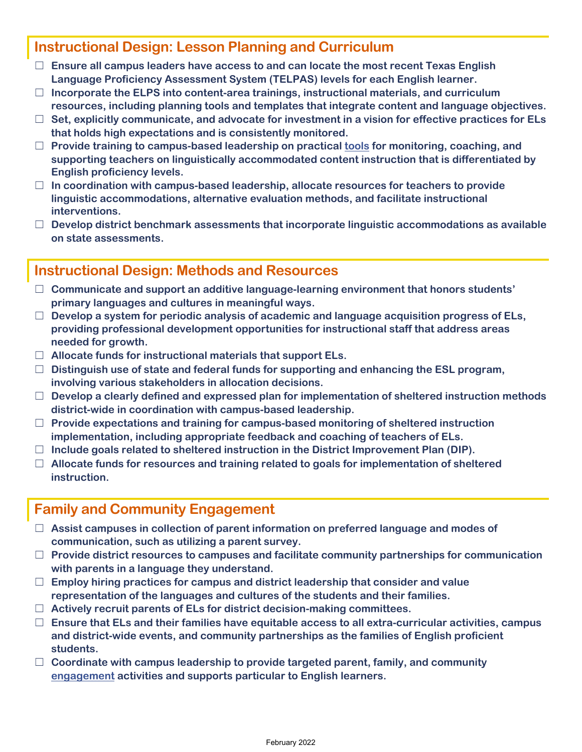## Instructional Design: Lesson Planning and Curriculum

- ☐ Ensure all campus leaders have access to and can locate the most recent Texas English Language Proficiency Assessment System (TELPAS) levels for each English learner.
- ☐ Incorporate the ELPS into content-area trainings, instructional materials, and curriculum resources, including planning tools and templates that integrate content and language objectives.
- ☐ Set, explicitly communicate, and advocate for investment in a vision for effective practices for ELs that holds high expectations and is consistently monitored.
- ☐ Provide training to campus-based leadership on practical tools for monitoring, coaching, and supporting teachers on linguistically accommodated content instruction that is differentiated by English proficiency levels.
- ☐ In coordination with campus-based leadership, allocate resources for teachers to provide linguistic accommodations, alternative evaluation methods, and facilitate instructional interventions.
- ☐ Develop district benchmark assessments that incorporate linguistic accommodations as available on state assessments.

## Instructional Design: Methods and Resources

- ☐ Communicate and support an additive language-learning environment that honors students' primary languages and cultures in meaningful ways.
- ☐ Develop a system for periodic analysis of academic and language acquisition progress of ELs, providing professional development opportunities for instructional staff that address areas needed for growth.
- ☐ Allocate funds for instructional materials that support ELs.
- ☐ Distinguish use of state and federal funds for supporting and enhancing the ESL program, involving various stakeholders in allocation decisions.
- ☐ Develop a clearly defined and expressed plan for implementation of sheltered instruction methods district-wide in coordination with campus-based leadership.
- ☐ Provide expectations and training for campus-based monitoring of sheltered instruction implementation, including appropriate feedback and coaching of teachers of ELs.
- ☐ Include goals related to sheltered instruction in the District Improvement Plan (DIP).
- ☐ Allocate funds for resources and training related to goals for implementation of sheltered instruction.

## Family and Community Engagement

- ☐ Assist campuses in collection of parent information on preferred language and modes of communication, such as utilizing a parent survey.
- ☐ Provide district resources to campuses and facilitate community partnerships for communication with parents in a language they understand.
- ☐ Employ hiring practices for campus and district leadership that consider and value representation of the languages and cultures of the students and their families.
- ☐ Actively recruit parents of ELs for district decision-making committees.
- ☐ Ensure that ELs and their families have equitable access to all extra-curricular activities, campus and district-wide events, and community partnerships as the families of English proficient students.
- ☐ Coordinate with campus leadership to provide targeted parent, family, and community engagement activities and supports particular to English learners.

February 2022